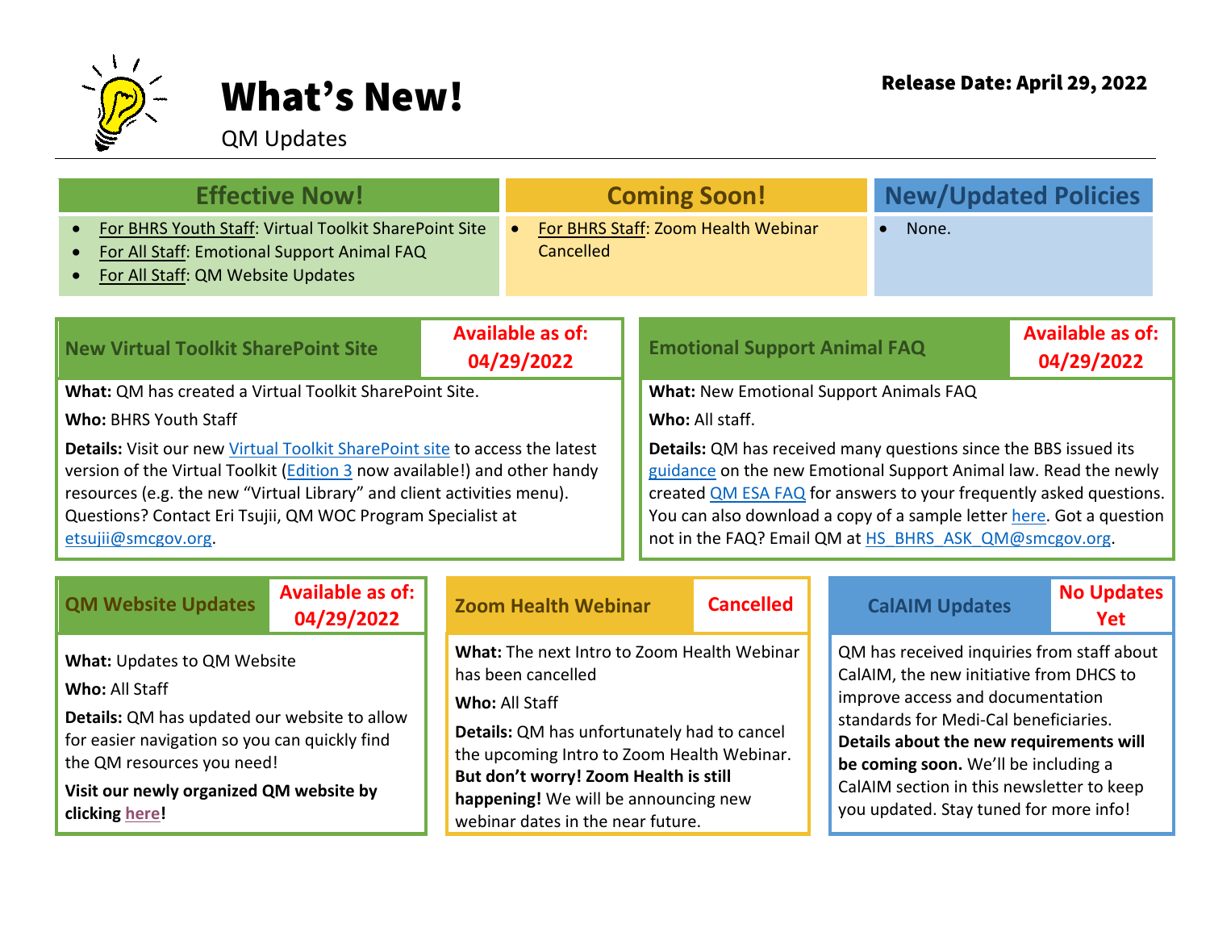# What's New!

QM Updates

**Release Date: April 29, 2022**

| Effective Now! | Coming Soon! | New/Updated Policies |
| --- | --- | --- |
| • For BHRS Youth Staff: Virtual Toolkit SharePoint Site<br>• For All Staff: Emotional Support Animal FAQ<br>• For All Staff: QM Website Updates | • For BHRS Staff: Zoom Health Webinar Cancelled | • None. |

## New Virtual Toolkit SharePoint Site

**Available as of: 04/29/2022**

**What:** QM has created a Virtual Toolkit SharePoint Site.

**Who:** BHRS Youth Staff

**Details:** Visit our new Virtual Toolkit SharePoint site to access the latest version of the Virtual Toolkit (Edition 3 now available!) and other handy resources (e.g. the new "Virtual Library" and client activities menu). Questions? Contact Eri Tsujii, QM WOC Program Specialist at etsujii@smcgov.org.

## Emotional Support Animal FAQ

**Available as of: 04/29/2022**

**What:** New Emotional Support Animals FAQ

**Who:** All staff.

**Details:** QM has received many questions since the BBS issued its guidance on the new Emotional Support Animal law. Read the newly created QM ESA FAQ for answers to your frequently asked questions. You can also download a copy of a sample letter here. Got a question not in the FAQ? Email QM at HS_BHRS_ASK_QM@smcgov.org.

## QM Website Updates

**Available as of: 04/29/2022**

**What:** Updates to QM Website

**Who:** All Staff

**Details:** QM has updated our website to allow for easier navigation so you can quickly find the QM resources you need!

**Visit our newly organized QM website by clicking here!**

## Zoom Health Webinar

**Cancelled**

**What:** The next Intro to Zoom Health Webinar has been cancelled

**Who:** All Staff

**Details:** QM has unfortunately had to cancel the upcoming Intro to Zoom Health Webinar. **But don't worry! Zoom Health is still happening!** We will be announcing new webinar dates in the near future.

## CalAIM Updates

**No Updates Yet**

QM has received inquiries from staff about CalAIM, the new initiative from DHCS to improve access and documentation standards for Medi-Cal beneficiaries. **Details about the new requirements will be coming soon.** We'll be including a CalAIM section in this newsletter to keep you updated. Stay tuned for more info!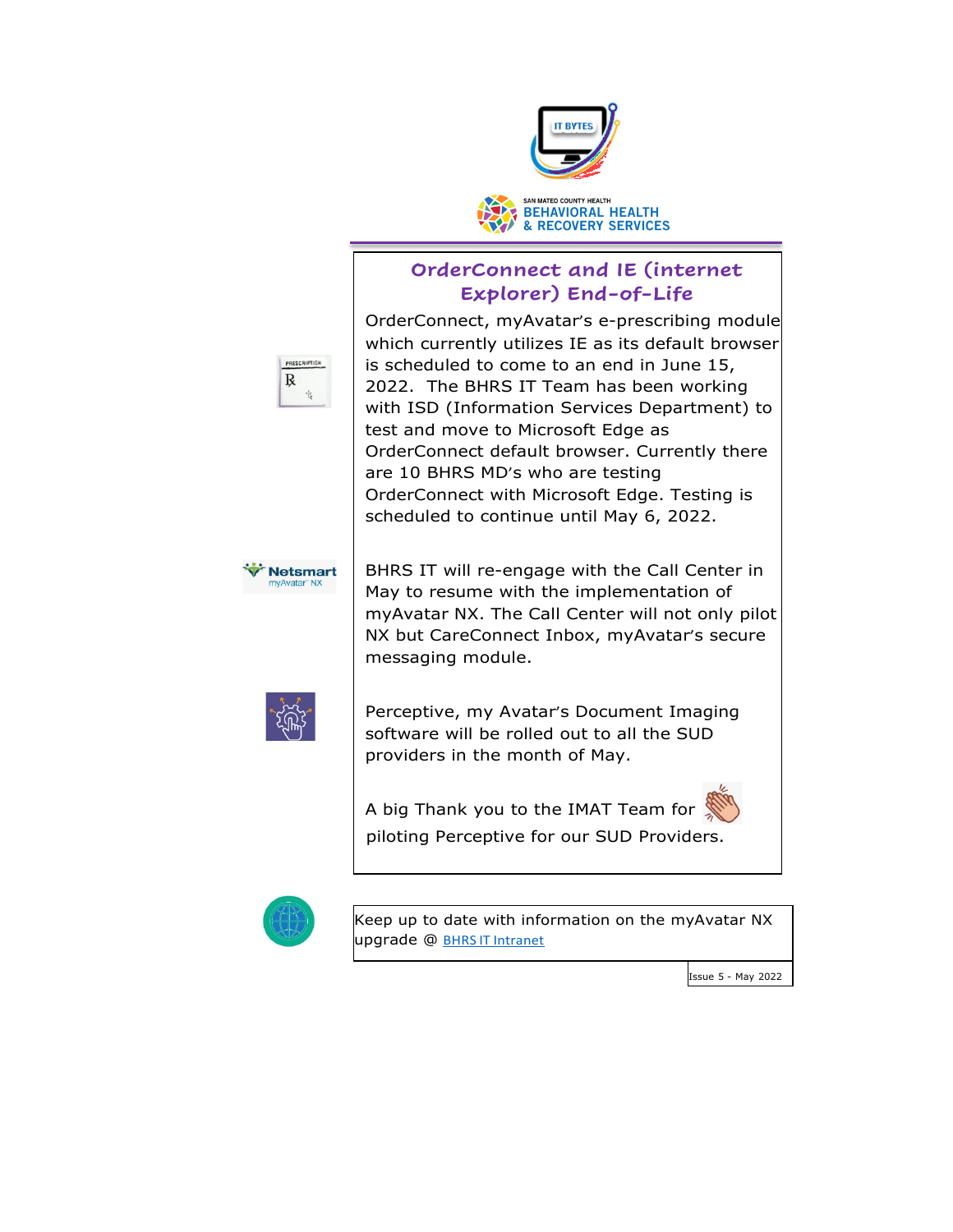IT BYTES

SAN MATEO COUNTY HEALTH
BEHAVIORAL HEALTH
& RECOVERY SERVICES

## OrderConnect and IE (internet Explorer) End-of-Life

OrderConnect, myAvatar's e-prescribing module which currently utilizes IE as its default browser is scheduled to come to an end in June 15, 2022. The BHRS IT Team has been working with ISD (Information Services Department) to test and move to Microsoft Edge as OrderConnect default browser. Currently there are 10 BHRS MD's who are testing OrderConnect with Microsoft Edge. Testing is scheduled to continue until May 6, 2022.

BHRS IT will re-engage with the Call Center in May to resume with the implementation of myAvatar NX. The Call Center will not only pilot NX but CareConnect Inbox, myAvatar's secure messaging module.

Perceptive, my Avatar's Document Imaging software will be rolled out to all the SUD providers in the month of May.

A big Thank you to the IMAT Team for piloting Perceptive for our SUD Providers.

Keep up to date with information on the myAvatar NX upgrade @ BHRS IT Intranet

Issue 5 - May 2022